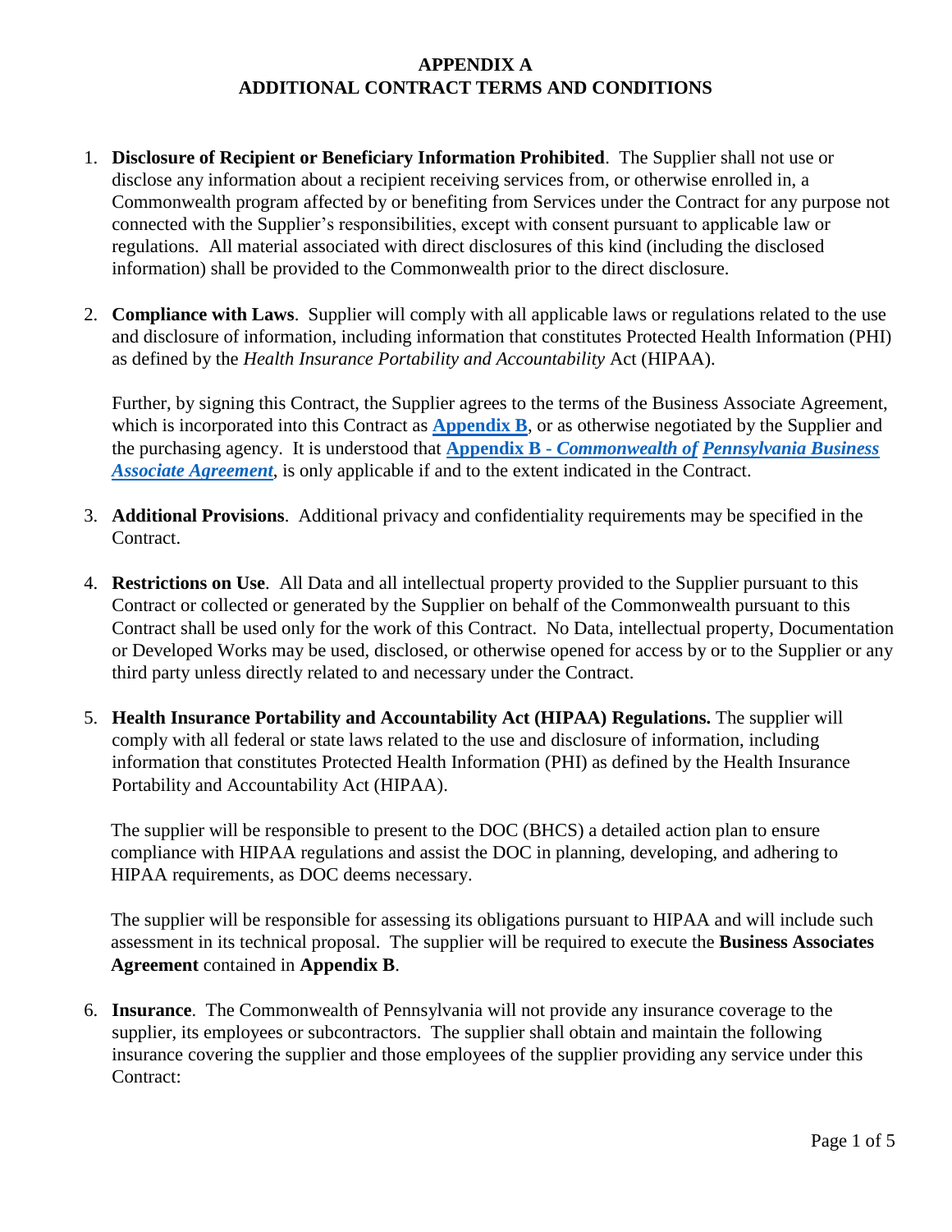# APPENDIX A
# ADDITIONAL CONTRACT TERMS AND CONDITIONS

1. **Disclosure of Recipient or Beneficiary Information Prohibited**. The Supplier shall not use or disclose any information about a recipient receiving services from, or otherwise enrolled in, a Commonwealth program affected by or benefiting from Services under the Contract for any purpose not connected with the Supplier's responsibilities, except with consent pursuant to applicable law or regulations. All material associated with direct disclosures of this kind (including the disclosed information) shall be provided to the Commonwealth prior to the direct disclosure.

2. **Compliance with Laws**. Supplier will comply with all applicable laws or regulations related to the use and disclosure of information, including information that constitutes Protected Health Information (PHI) as defined by the *Health Insurance Portability and Accountability* Act (HIPAA).

   Further, by signing this Contract, the Supplier agrees to the terms of the Business Associate Agreement, which is incorporated into this Contract as **Appendix B**, or as otherwise negotiated by the Supplier and the purchasing agency. It is understood that ***Appendix B - Commonwealth of Pennsylvania Business Associate Agreement***, is only applicable if and to the extent indicated in the Contract.

3. **Additional Provisions**. Additional privacy and confidentiality requirements may be specified in the Contract.

4. **Restrictions on Use**. All Data and all intellectual property provided to the Supplier pursuant to this Contract or collected or generated by the Supplier on behalf of the Commonwealth pursuant to this Contract shall be used only for the work of this Contract. No Data, intellectual property, Documentation or Developed Works may be used, disclosed, or otherwise opened for access by or to the Supplier or any third party unless directly related to and necessary under the Contract.

5. **Health Insurance Portability and Accountability Act (HIPAA) Regulations.** The supplier will comply with all federal or state laws related to the use and disclosure of information, including information that constitutes Protected Health Information (PHI) as defined by the Health Insurance Portability and Accountability Act (HIPAA).

   The supplier will be responsible to present to the DOC (BHCS) a detailed action plan to ensure compliance with HIPAA regulations and assist the DOC in planning, developing, and adhering to HIPAA requirements, as DOC deems necessary.

   The supplier will be responsible for assessing its obligations pursuant to HIPAA and will include such assessment in its technical proposal. The supplier will be required to execute the **Business Associates Agreement** contained in **Appendix B**.

6. **Insurance**. The Commonwealth of Pennsylvania will not provide any insurance coverage to the supplier, its employees or subcontractors. The supplier shall obtain and maintain the following insurance covering the supplier and those employees of the supplier providing any service under this Contract: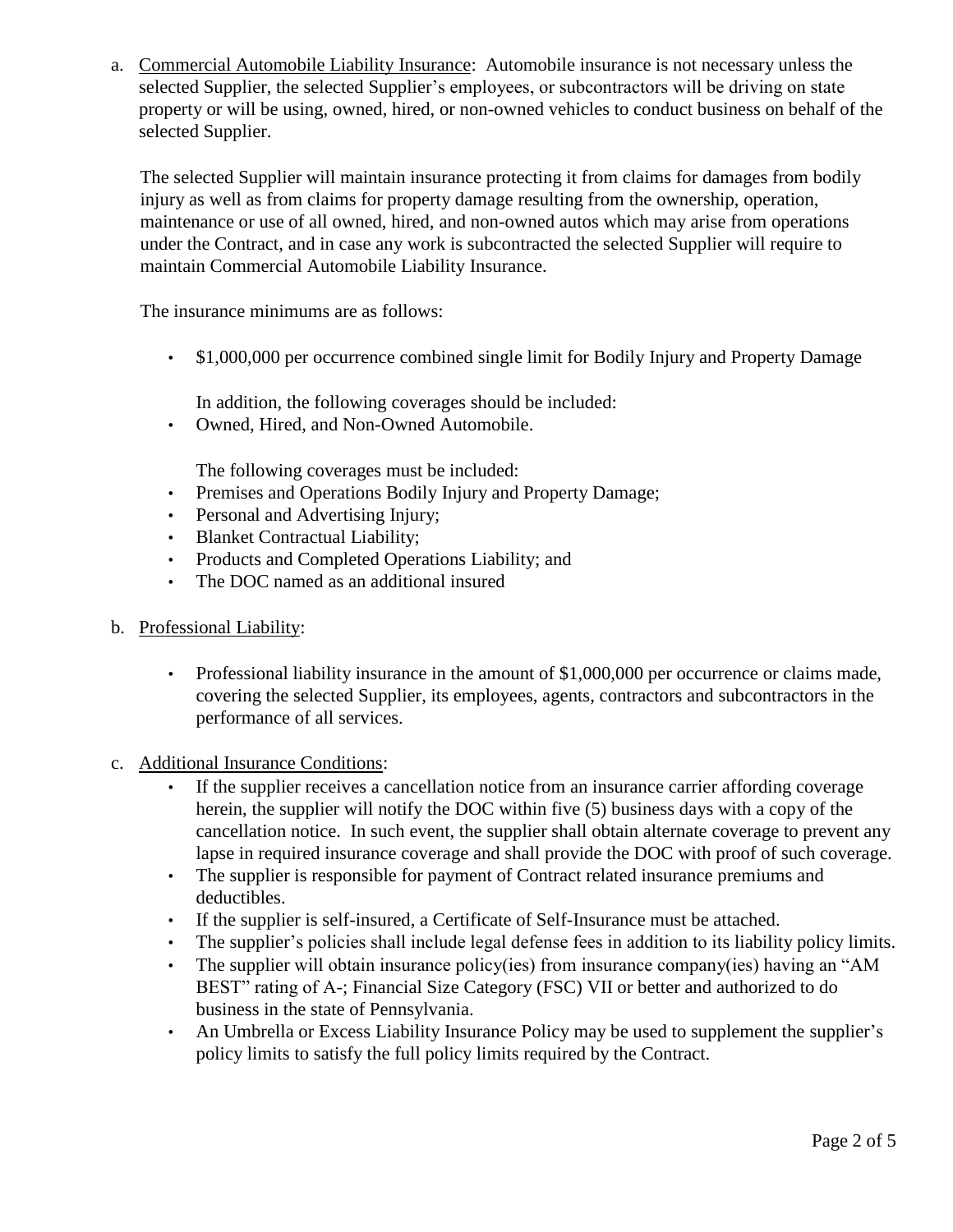a. <u>Commercial Automobile Liability Insurance</u>: Automobile insurance is not necessary unless the selected Supplier, the selected Supplier's employees, or subcontractors will be driving on state property or will be using, owned, hired, or non-owned vehicles to conduct business on behalf of the selected Supplier.

   The selected Supplier will maintain insurance protecting it from claims for damages from bodily injury as well as from claims for property damage resulting from the ownership, operation, maintenance or use of all owned, hired, and non-owned autos which may arise from operations under the Contract, and in case any work is subcontracted the selected Supplier will require to maintain Commercial Automobile Liability Insurance.

   The insurance minimums are as follows:

   - $1,000,000 per occurrence combined single limit for Bodily Injury and Property Damage

     In addition, the following coverages should be included:
   - Owned, Hired, and Non-Owned Automobile.

     The following coverages must be included:
   - Premises and Operations Bodily Injury and Property Damage;
   - Personal and Advertising Injury;
   - Blanket Contractual Liability;
   - Products and Completed Operations Liability; and
   - The DOC named as an additional insured

b. <u>Professional Liability</u>:

   - Professional liability insurance in the amount of $1,000,000 per occurrence or claims made, covering the selected Supplier, its employees, agents, contractors and subcontractors in the performance of all services.

c. <u>Additional Insurance Conditions</u>:
   - If the supplier receives a cancellation notice from an insurance carrier affording coverage herein, the supplier will notify the DOC within five (5) business days with a copy of the cancellation notice. In such event, the supplier shall obtain alternate coverage to prevent any lapse in required insurance coverage and shall provide the DOC with proof of such coverage.
   - The supplier is responsible for payment of Contract related insurance premiums and deductibles.
   - If the supplier is self-insured, a Certificate of Self-Insurance must be attached.
   - The supplier's policies shall include legal defense fees in addition to its liability policy limits.
   - The supplier will obtain insurance policy(ies) from insurance company(ies) having an "AM BEST" rating of A-; Financial Size Category (FSC) VII or better and authorized to do business in the state of Pennsylvania.
   - An Umbrella or Excess Liability Insurance Policy may be used to supplement the supplier's policy limits to satisfy the full policy limits required by the Contract.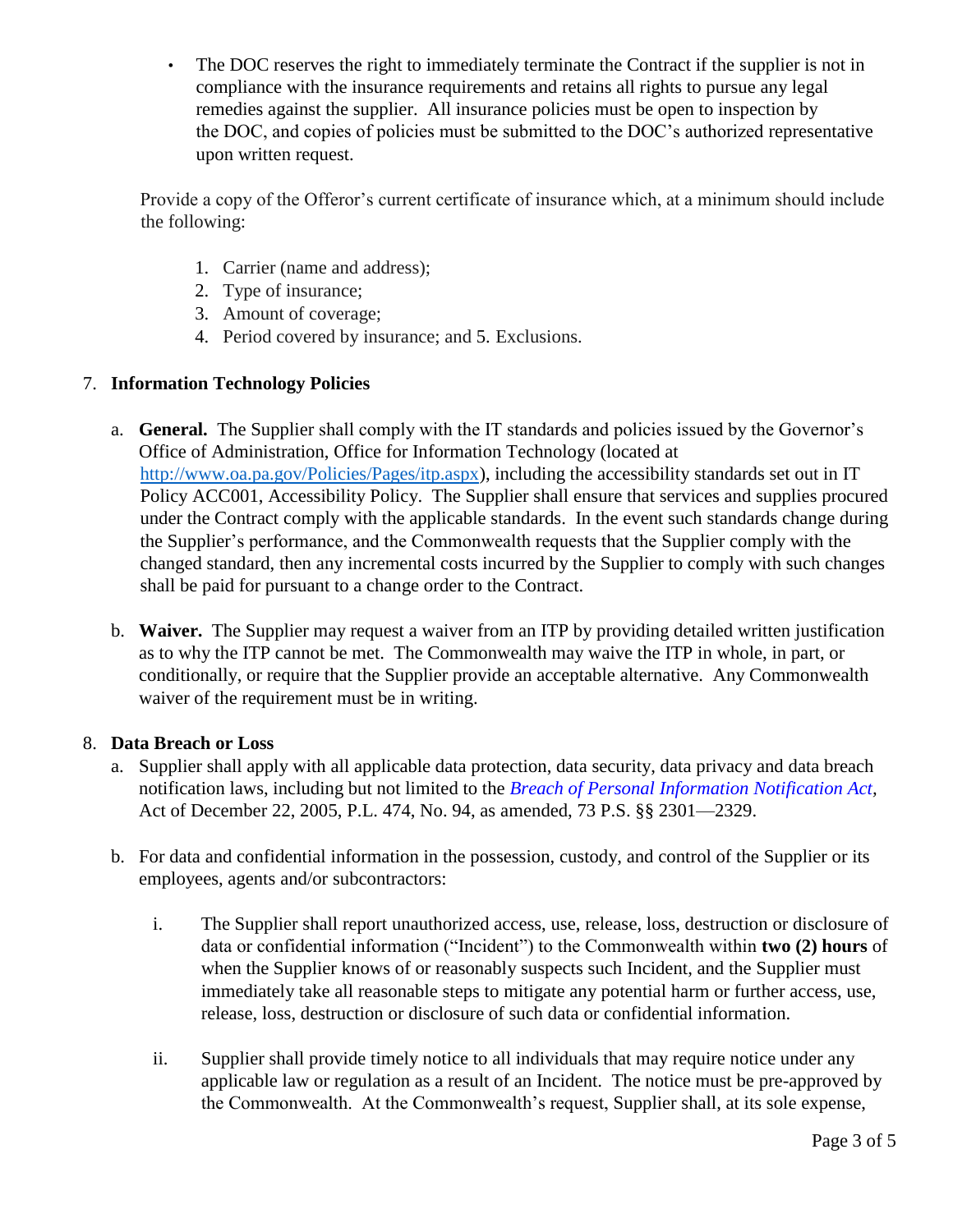- The DOC reserves the right to immediately terminate the Contract if the supplier is not in compliance with the insurance requirements and retains all rights to pursue any legal remedies against the supplier. All insurance policies must be open to inspection by the DOC, and copies of policies must be submitted to the DOC's authorized representative upon written request.

Provide a copy of the Offeror's current certificate of insurance which, at a minimum should include the following:

1. Carrier (name and address);
2. Type of insurance;
3. Amount of coverage;
4. Period covered by insurance; and 5. Exclusions.

7. **Information Technology Policies**

   a. **General.** The Supplier shall comply with the IT standards and policies issued by the Governor's Office of Administration, Office for Information Technology (located at http://www.oa.pa.gov/Policies/Pages/itp.aspx), including the accessibility standards set out in IT Policy ACC001, Accessibility Policy. The Supplier shall ensure that services and supplies procured under the Contract comply with the applicable standards. In the event such standards change during the Supplier's performance, and the Commonwealth requests that the Supplier comply with the changed standard, then any incremental costs incurred by the Supplier to comply with such changes shall be paid for pursuant to a change order to the Contract.

   b. **Waiver.** The Supplier may request a waiver from an ITP by providing detailed written justification as to why the ITP cannot be met. The Commonwealth may waive the ITP in whole, in part, or conditionally, or require that the Supplier provide an acceptable alternative. Any Commonwealth waiver of the requirement must be in writing.

8. **Data Breach or Loss**

   a. Supplier shall apply with all applicable data protection, data security, data privacy and data breach notification laws, including but not limited to the *Breach of Personal Information Notification Act*, Act of December 22, 2005, P.L. 474, No. 94, as amended, 73 P.S. §§ 2301—2329.

   b. For data and confidential information in the possession, custody, and control of the Supplier or its employees, agents and/or subcontractors:

      i. The Supplier shall report unauthorized access, use, release, loss, destruction or disclosure of data or confidential information ("Incident") to the Commonwealth within **two (2) hours** of when the Supplier knows of or reasonably suspects such Incident, and the Supplier must immediately take all reasonable steps to mitigate any potential harm or further access, use, release, loss, destruction or disclosure of such data or confidential information.

      ii. Supplier shall provide timely notice to all individuals that may require notice under any applicable law or regulation as a result of an Incident. The notice must be pre-approved by the Commonwealth. At the Commonwealth's request, Supplier shall, at its sole expense,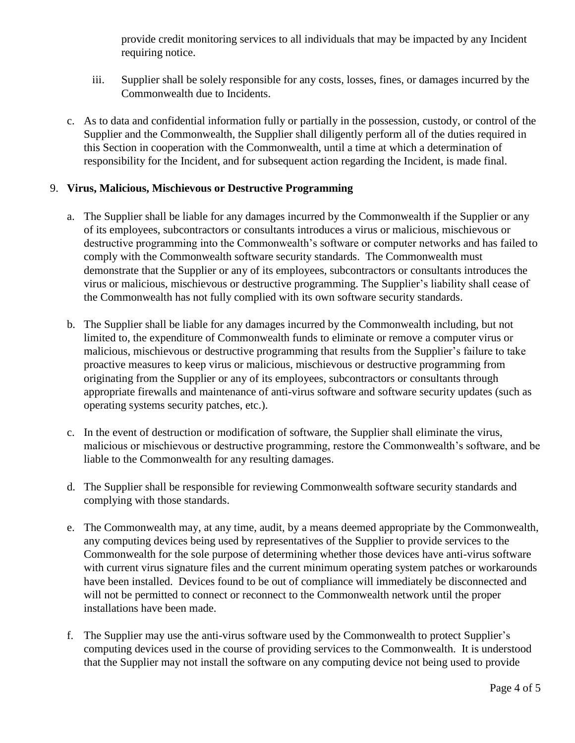provide credit monitoring services to all individuals that may be impacted by any Incident requiring notice.

iii. Supplier shall be solely responsible for any costs, losses, fines, or damages incurred by the Commonwealth due to Incidents.

c. As to data and confidential information fully or partially in the possession, custody, or control of the Supplier and the Commonwealth, the Supplier shall diligently perform all of the duties required in this Section in cooperation with the Commonwealth, until a time at which a determination of responsibility for the Incident, and for subsequent action regarding the Incident, is made final.

9. **Virus, Malicious, Mischievous or Destructive Programming**

a. The Supplier shall be liable for any damages incurred by the Commonwealth if the Supplier or any of its employees, subcontractors or consultants introduces a virus or malicious, mischievous or destructive programming into the Commonwealth's software or computer networks and has failed to comply with the Commonwealth software security standards. The Commonwealth must demonstrate that the Supplier or any of its employees, subcontractors or consultants introduces the virus or malicious, mischievous or destructive programming. The Supplier's liability shall cease of the Commonwealth has not fully complied with its own software security standards.

b. The Supplier shall be liable for any damages incurred by the Commonwealth including, but not limited to, the expenditure of Commonwealth funds to eliminate or remove a computer virus or malicious, mischievous or destructive programming that results from the Supplier's failure to take proactive measures to keep virus or malicious, mischievous or destructive programming from originating from the Supplier or any of its employees, subcontractors or consultants through appropriate firewalls and maintenance of anti-virus software and software security updates (such as operating systems security patches, etc.).

c. In the event of destruction or modification of software, the Supplier shall eliminate the virus, malicious or mischievous or destructive programming, restore the Commonwealth's software, and be liable to the Commonwealth for any resulting damages.

d. The Supplier shall be responsible for reviewing Commonwealth software security standards and complying with those standards.

e. The Commonwealth may, at any time, audit, by a means deemed appropriate by the Commonwealth, any computing devices being used by representatives of the Supplier to provide services to the Commonwealth for the sole purpose of determining whether those devices have anti-virus software with current virus signature files and the current minimum operating system patches or workarounds have been installed. Devices found to be out of compliance will immediately be disconnected and will not be permitted to connect or reconnect to the Commonwealth network until the proper installations have been made.

f. The Supplier may use the anti-virus software used by the Commonwealth to protect Supplier's computing devices used in the course of providing services to the Commonwealth. It is understood that the Supplier may not install the software on any computing device not being used to provide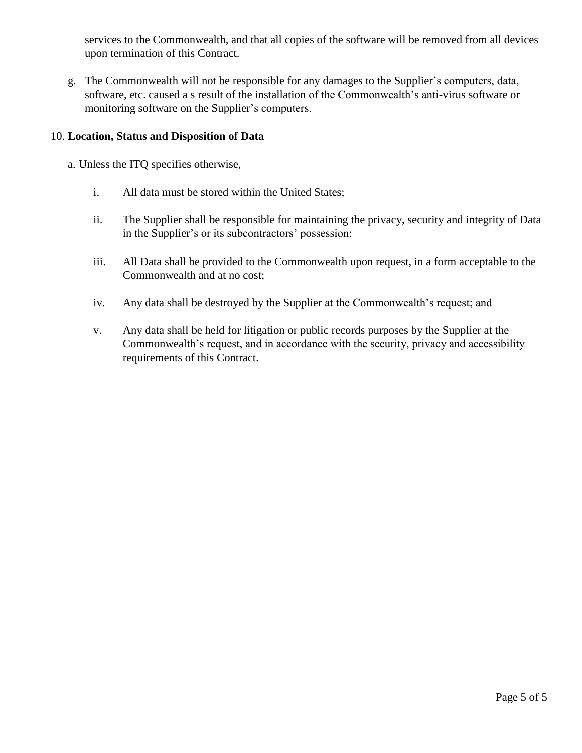services to the Commonwealth, and that all copies of the software will be removed from all devices upon termination of this Contract.

g. The Commonwealth will not be responsible for any damages to the Supplier's computers, data, software, etc. caused a s result of the installation of the Commonwealth's anti-virus software or monitoring software on the Supplier's computers.

10. **Location, Status and Disposition of Data**

a. Unless the ITQ specifies otherwise,

i. All data must be stored within the United States;

ii. The Supplier shall be responsible for maintaining the privacy, security and integrity of Data in the Supplier's or its subcontractors' possession;

iii. All Data shall be provided to the Commonwealth upon request, in a form acceptable to the Commonwealth and at no cost;

iv. Any data shall be destroyed by the Supplier at the Commonwealth's request; and

v. Any data shall be held for litigation or public records purposes by the Supplier at the Commonwealth's request, and in accordance with the security, privacy and accessibility requirements of this Contract.